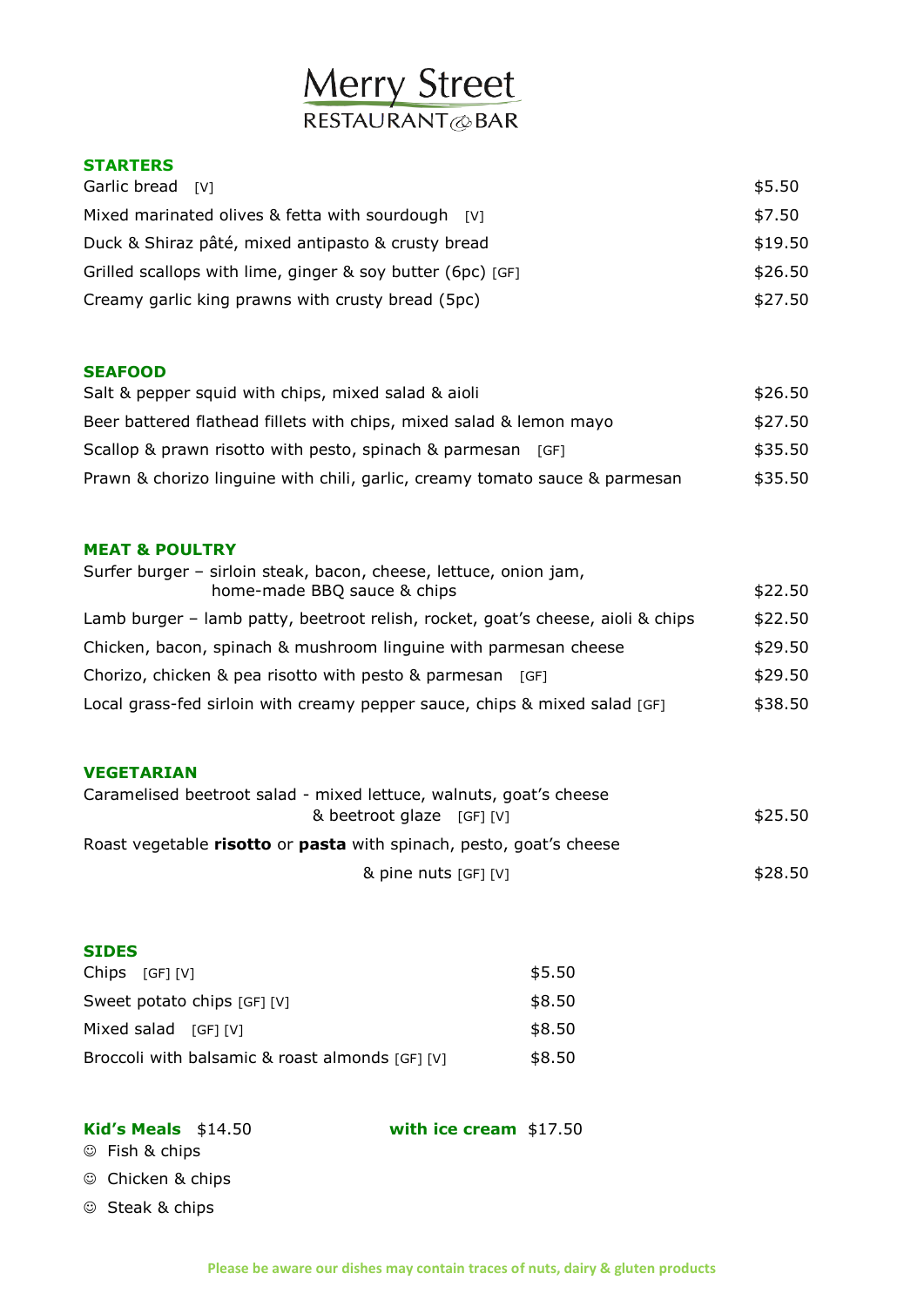# Merry Street

RESTAURANT & BAR

## STARTERS

| Item | Price |
| --- | --- |
| Garlic bread [V] | $5.50 |
| Mixed marinated olives & fetta with sourdough [V] | $7.50 |
| Duck & Shiraz pâté, mixed antipasto & crusty bread | $19.50 |
| Grilled scallops with lime, ginger & soy butter (6pc) [GF] | $26.50 |
| Creamy garlic king prawns with crusty bread (5pc) | $27.50 |

## SEAFOOD

| Item | Price |
| --- | --- |
| Salt & pepper squid with chips, mixed salad & aioli | $26.50 |
| Beer battered flathead fillets with chips, mixed salad & lemon mayo | $27.50 |
| Scallop & prawn risotto with pesto, spinach & parmesan [GF] | $35.50 |
| Prawn & chorizo linguine with chili, garlic, creamy tomato sauce & parmesan | $35.50 |

## MEAT & POULTRY

| Item | Price |
| --- | --- |
| Surfer burger – sirloin steak, bacon, cheese, lettuce, onion jam, home-made BBQ sauce & chips | $22.50 |
| Lamb burger – lamb patty, beetroot relish, rocket, goat's cheese, aioli & chips | $22.50 |
| Chicken, bacon, spinach & mushroom linguine with parmesan cheese | $29.50 |
| Chorizo, chicken & pea risotto with pesto & parmesan [GF] | $29.50 |
| Local grass-fed sirloin with creamy pepper sauce, chips & mixed salad [GF] | $38.50 |

## VEGETARIAN

| Item | Price |
| --- | --- |
| Caramelised beetroot salad - mixed lettuce, walnuts, goat's cheese & beetroot glaze [GF] [V] | $25.50 |
| Roast vegetable **risotto** or **pasta** with spinach, pesto, goat's cheese & pine nuts [GF] [V] | $28.50 |

## SIDES

| Item | Price |
| --- | --- |
| Chips [GF] [V] | $5.50 |
| Sweet potato chips [GF] [V] | $8.50 |
| Mixed salad [GF] [V] | $8.50 |
| Broccoli with balsamic & roast almonds [GF] [V] | $8.50 |

## Kid's Meals $14.50 — with ice cream $17.50

- ☺ Fish & chips
- ☺ Chicken & chips
- ☺ Steak & chips

Please be aware our dishes may contain traces of nuts, dairy & gluten products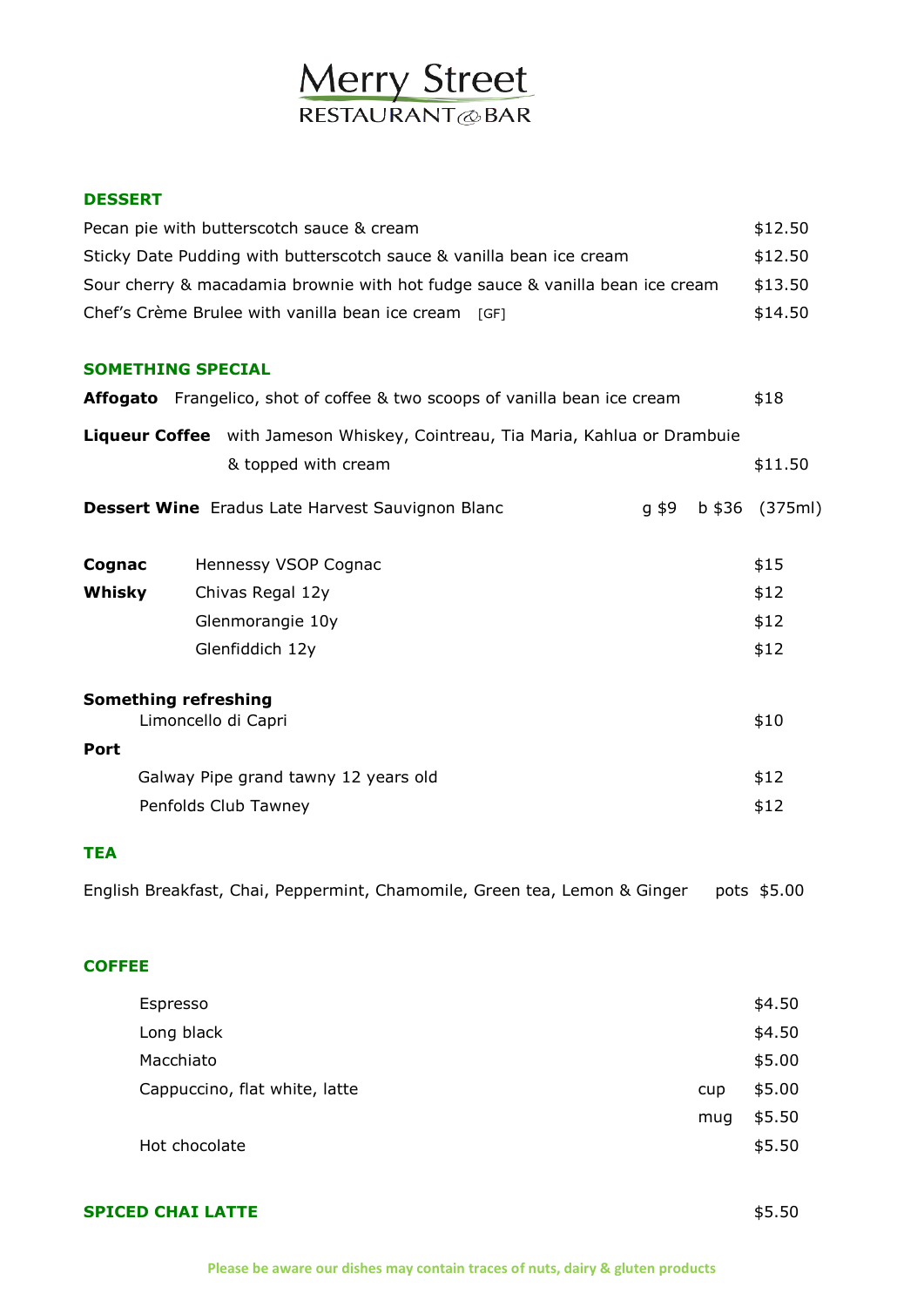# Merry Street
RESTAURANT & BAR

## DESSERT

| | |
|---|---|
| Pecan pie with butterscotch sauce & cream | $12.50 |
| Sticky Date Pudding with butterscotch sauce & vanilla bean ice cream | $12.50 |
| Sour cherry & macadamia brownie with hot fudge sauce & vanilla bean ice cream | $13.50 |
| Chef's Crème Brulee with vanilla bean ice cream [GF] | $14.50 |

## SOMETHING SPECIAL

**Affogato** Frangelico, shot of coffee & two scoops of vanilla bean ice cream $18

**Liqueur Coffee** with Jameson Whiskey, Cointreau, Tia Maria, Kahlua or Drambuie & topped with cream $11.50

**Dessert Wine** Eradus Late Harvest Sauvignon Blanc g $9 b $36 (375ml)

| | | |
|---|---|---|
| **Cognac** | Hennessy VSOP Cognac | $15 |
| **Whisky** | Chivas Regal 12y | $12 |
| | Glenmorangie 10y | $12 |
| | Glenfiddich 12y | $12 |

**Something refreshing**

Limoncello di Capri $10

**Port**

| | |
|---|---|
| Galway Pipe grand tawny 12 years old | $12 |
| Penfolds Club Tawney | $12 |

## TEA

English Breakfast, Chai, Peppermint, Chamomile, Green tea, Lemon & Ginger pots $5.00

## COFFEE

| | | |
|---|---|---|
| Espresso | | $4.50 |
| Long black | | $4.50 |
| Macchiato | | $5.00 |
| Cappuccino, flat white, latte | cup | $5.00 |
| | mug | $5.50 |
| Hot chocolate | | $5.50 |

## SPICED CHAI LATTE $5.50

**Please be aware our dishes may contain traces of nuts, dairy & gluten products**